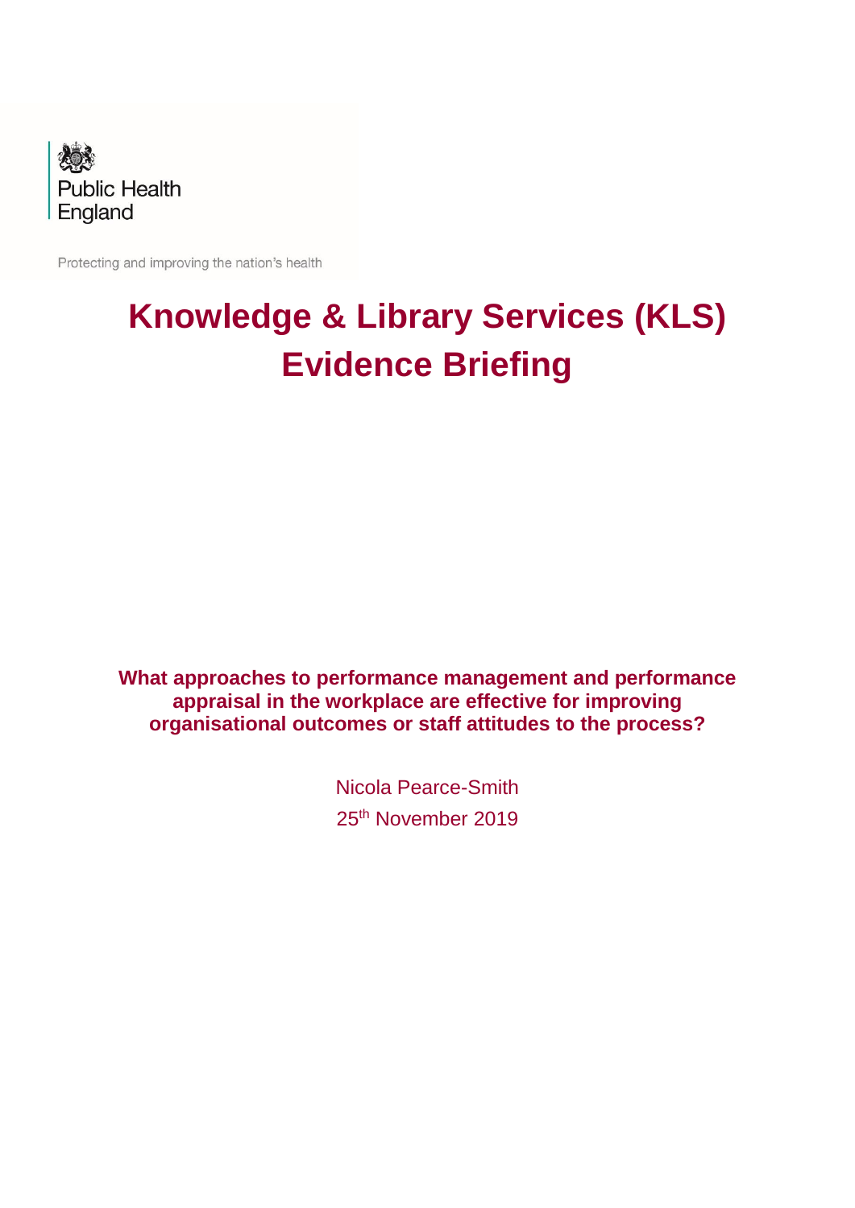Public Health England

Protecting and improving the nation's health

# Knowledge & Library Services (KLS) Evidence Briefing

**What approaches to performance management and performance appraisal in the workplace are effective for improving organisational outcomes or staff attitudes to the process?**

Nicola Pearce-Smith

25th November 2019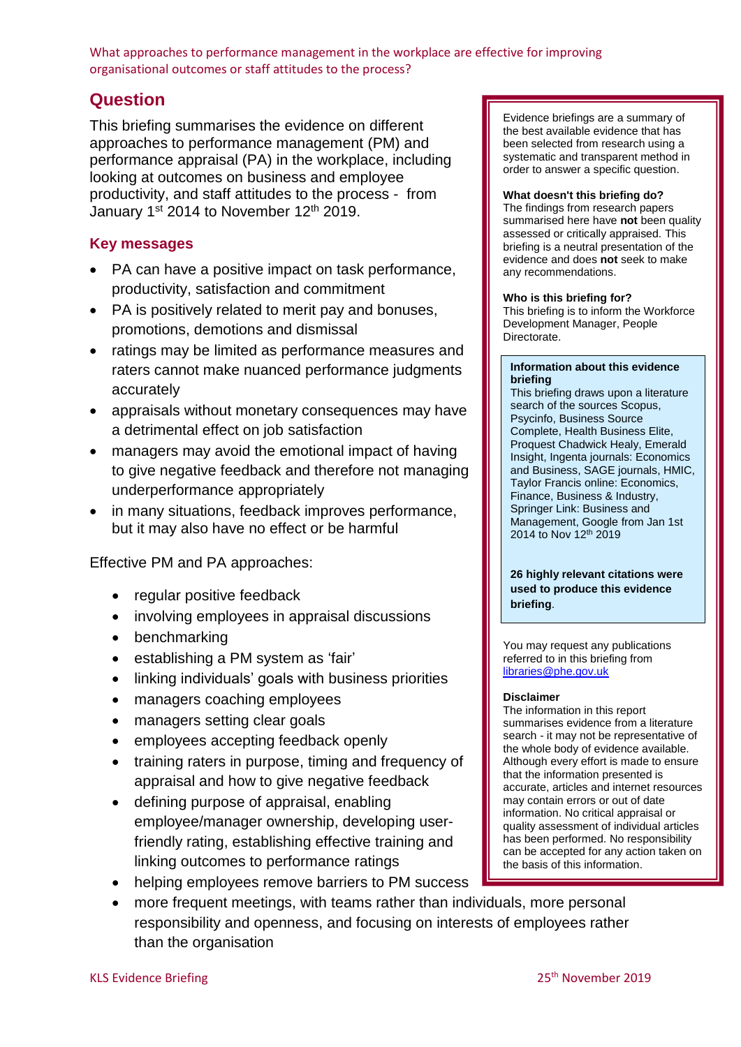What approaches to performance management in the workplace are effective for improving organisational outcomes or staff attitudes to the process?

## Question

This briefing summarises the evidence on different approaches to performance management (PM) and performance appraisal (PA) in the workplace, including looking at outcomes on business and employee productivity, and staff attitudes to the process - from January 1st 2014 to November 12th 2019.

### Key messages

- PA can have a positive impact on task performance, productivity, satisfaction and commitment
- PA is positively related to merit pay and bonuses, promotions, demotions and dismissal
- ratings may be limited as performance measures and raters cannot make nuanced performance judgments accurately
- appraisals without monetary consequences may have a detrimental effect on job satisfaction
- managers may avoid the emotional impact of having to give negative feedback and therefore not managing underperformance appropriately
- in many situations, feedback improves performance, but it may also have no effect or be harmful

Effective PM and PA approaches:

- regular positive feedback
- involving employees in appraisal discussions
- benchmarking
- establishing a PM system as 'fair'
- linking individuals' goals with business priorities
- managers coaching employees
- managers setting clear goals
- employees accepting feedback openly
- training raters in purpose, timing and frequency of appraisal and how to give negative feedback
- defining purpose of appraisal, enabling employee/manager ownership, developing user-friendly rating, establishing effective training and linking outcomes to performance ratings
- helping employees remove barriers to PM success
- more frequent meetings, with teams rather than individuals, more personal responsibility and openness, and focusing on interests of employees rather than the organisation

---

Evidence briefings are a summary of the best available evidence that has been selected from research using a systematic and transparent method in order to answer a specific question.

**What doesn't this briefing do?**
The findings from research papers summarised here have **not** been quality assessed or critically appraised. This briefing is a neutral presentation of the evidence and does **not** seek to make any recommendations.

**Who is this briefing for?**
This briefing is to inform the Workforce Development Manager, People Directorate.

**Information about this evidence briefing**
This briefing draws upon a literature search of the sources Scopus, Psycinfo, Business Source Complete, Health Business Elite, Proquest Chadwick Healy, Emerald Insight, Ingenta journals: Economics and Business, SAGE journals, HMIC, Taylor Francis online: Economics, Finance, Business & Industry, Springer Link: Business and Management, Google from Jan 1st 2014 to Nov 12th 2019

**26 highly relevant citations were used to produce this evidence briefing**.

You may request any publications referred to in this briefing from libraries@phe.gov.uk

**Disclaimer**
The information in this report summarises evidence from a literature search - it may not be representative of the whole body of evidence available. Although every effort is made to ensure that the information presented is accurate, articles and internet resources may contain errors or out of date information. No critical appraisal or quality assessment of individual articles has been performed. No responsibility can be accepted for any action taken on the basis of this information.

KLS Evidence Briefing 25th November 2019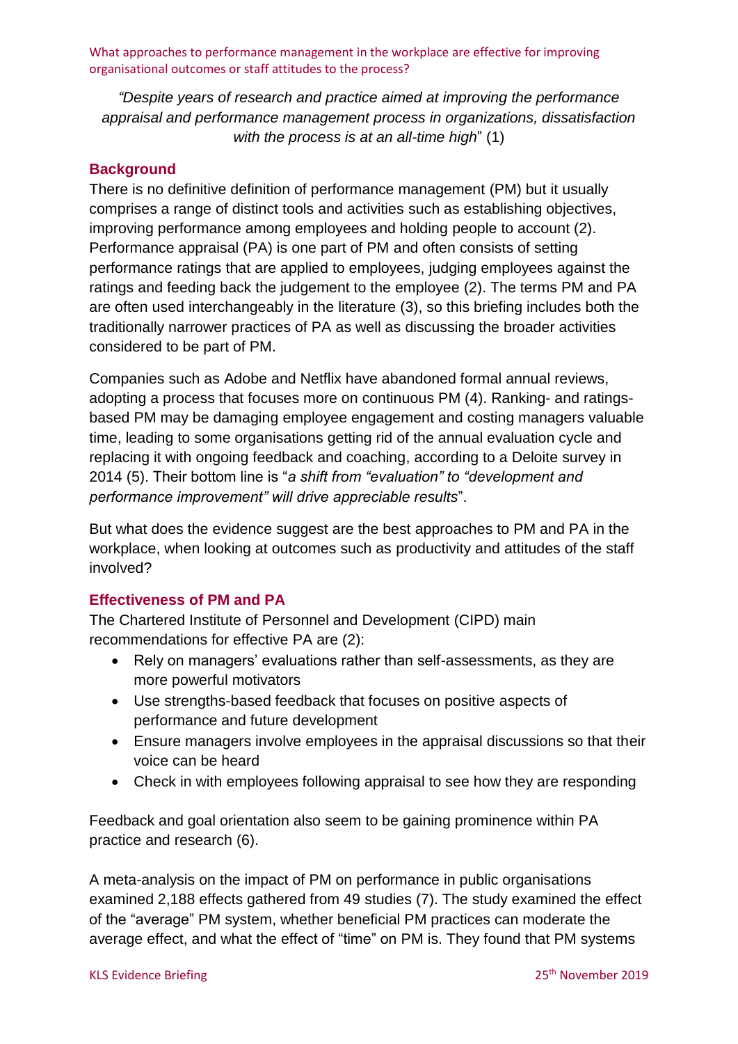*"Despite years of research and practice aimed at improving the performance appraisal and performance management process in organizations, dissatisfaction with the process is at an all-time high*" (1)

## Background

There is no definitive definition of performance management (PM) but it usually comprises a range of distinct tools and activities such as establishing objectives, improving performance among employees and holding people to account (2). Performance appraisal (PA) is one part of PM and often consists of setting performance ratings that are applied to employees, judging employees against the ratings and feeding back the judgement to the employee (2). The terms PM and PA are often used interchangeably in the literature (3), so this briefing includes both the traditionally narrower practices of PA as well as discussing the broader activities considered to be part of PM.

Companies such as Adobe and Netflix have abandoned formal annual reviews, adopting a process that focuses more on continuous PM (4). Ranking- and ratings-based PM may be damaging employee engagement and costing managers valuable time, leading to some organisations getting rid of the annual evaluation cycle and replacing it with ongoing feedback and coaching, according to a Deloite survey in 2014 (5). Their bottom line is "*a shift from "evaluation" to "development and performance improvement" will drive appreciable results*".

But what does the evidence suggest are the best approaches to PM and PA in the workplace, when looking at outcomes such as productivity and attitudes of the staff involved?

## Effectiveness of PM and PA

The Chartered Institute of Personnel and Development (CIPD) main recommendations for effective PA are (2):

- Rely on managers' evaluations rather than self-assessments, as they are more powerful motivators
- Use strengths-based feedback that focuses on positive aspects of performance and future development
- Ensure managers involve employees in the appraisal discussions so that their voice can be heard
- Check in with employees following appraisal to see how they are responding

Feedback and goal orientation also seem to be gaining prominence within PA practice and research (6).

A meta-analysis on the impact of PM on performance in public organisations examined 2,188 effects gathered from 49 studies (7). The study examined the effect of the "average" PM system, whether beneficial PM practices can moderate the average effect, and what the effect of "time" on PM is. They found that PM systems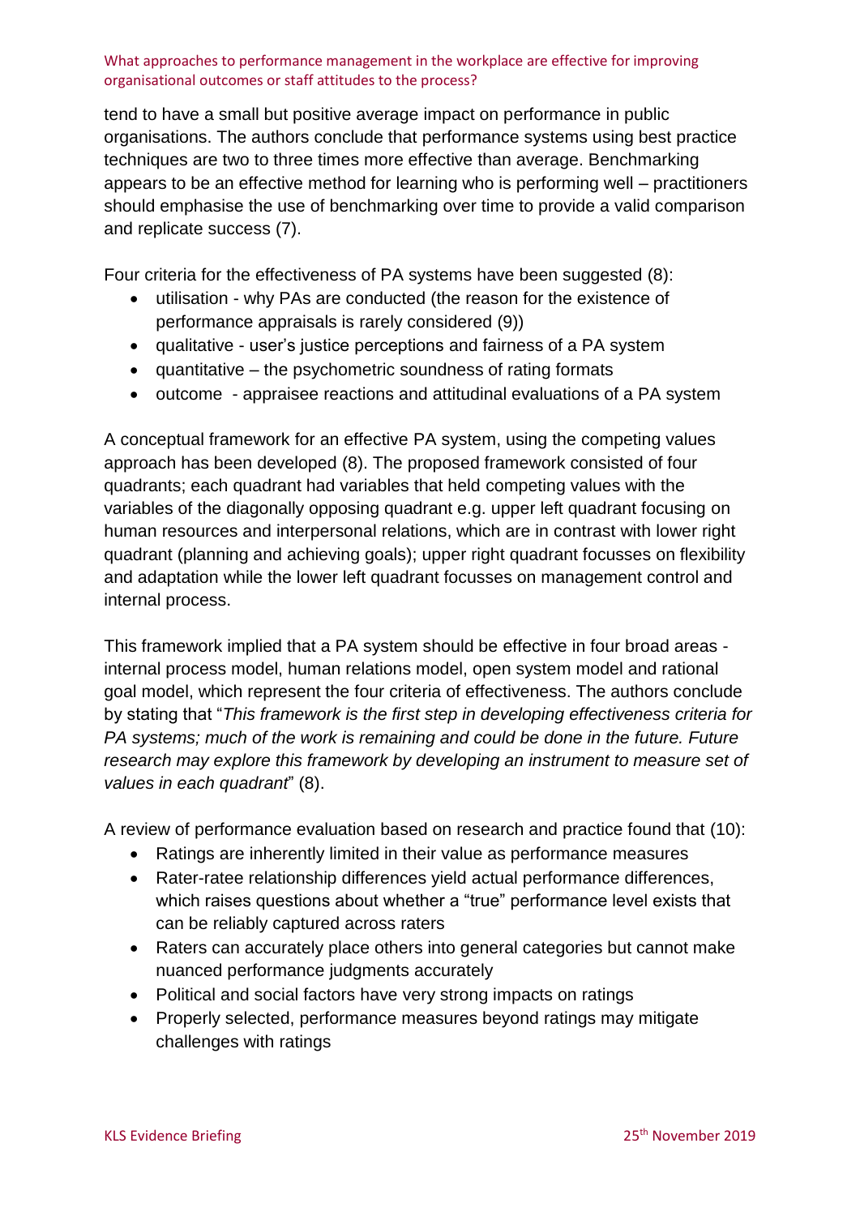tend to have a small but positive average impact on performance in public organisations. The authors conclude that performance systems using best practice techniques are two to three times more effective than average. Benchmarking appears to be an effective method for learning who is performing well – practitioners should emphasise the use of benchmarking over time to provide a valid comparison and replicate success (7).

Four criteria for the effectiveness of PA systems have been suggested (8):

- utilisation - why PAs are conducted (the reason for the existence of performance appraisals is rarely considered (9))
- qualitative - user's justice perceptions and fairness of a PA system
- quantitative – the psychometric soundness of rating formats
- outcome - appraisee reactions and attitudinal evaluations of a PA system

A conceptual framework for an effective PA system, using the competing values approach has been developed (8). The proposed framework consisted of four quadrants; each quadrant had variables that held competing values with the variables of the diagonally opposing quadrant e.g. upper left quadrant focusing on human resources and interpersonal relations, which are in contrast with lower right quadrant (planning and achieving goals); upper right quadrant focusses on flexibility and adaptation while the lower left quadrant focusses on management control and internal process.

This framework implied that a PA system should be effective in four broad areas - internal process model, human relations model, open system model and rational goal model, which represent the four criteria of effectiveness. The authors conclude by stating that "*This framework is the first step in developing effectiveness criteria for PA systems; much of the work is remaining and could be done in the future. Future research may explore this framework by developing an instrument to measure set of values in each quadrant*" (8).

A review of performance evaluation based on research and practice found that (10):

- Ratings are inherently limited in their value as performance measures
- Rater-ratee relationship differences yield actual performance differences, which raises questions about whether a "true" performance level exists that can be reliably captured across raters
- Raters can accurately place others into general categories but cannot make nuanced performance judgments accurately
- Political and social factors have very strong impacts on ratings
- Properly selected, performance measures beyond ratings may mitigate challenges with ratings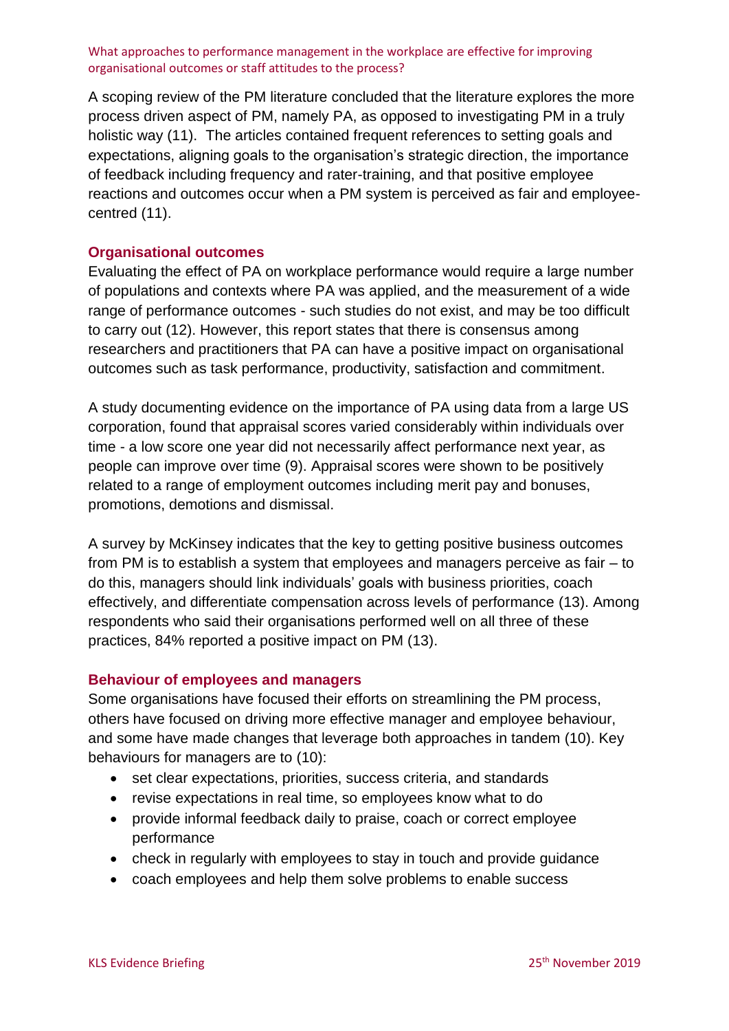A scoping review of the PM literature concluded that the literature explores the more process driven aspect of PM, namely PA, as opposed to investigating PM in a truly holistic way (11). The articles contained frequent references to setting goals and expectations, aligning goals to the organisation's strategic direction, the importance of feedback including frequency and rater-training, and that positive employee reactions and outcomes occur when a PM system is perceived as fair and employee-centred (11).

### Organisational outcomes

Evaluating the effect of PA on workplace performance would require a large number of populations and contexts where PA was applied, and the measurement of a wide range of performance outcomes - such studies do not exist, and may be too difficult to carry out (12). However, this report states that there is consensus among researchers and practitioners that PA can have a positive impact on organisational outcomes such as task performance, productivity, satisfaction and commitment.

A study documenting evidence on the importance of PA using data from a large US corporation, found that appraisal scores varied considerably within individuals over time - a low score one year did not necessarily affect performance next year, as people can improve over time (9). Appraisal scores were shown to be positively related to a range of employment outcomes including merit pay and bonuses, promotions, demotions and dismissal.

A survey by McKinsey indicates that the key to getting positive business outcomes from PM is to establish a system that employees and managers perceive as fair – to do this, managers should link individuals' goals with business priorities, coach effectively, and differentiate compensation across levels of performance (13). Among respondents who said their organisations performed well on all three of these practices, 84% reported a positive impact on PM (13).

### Behaviour of employees and managers

Some organisations have focused their efforts on streamlining the PM process, others have focused on driving more effective manager and employee behaviour, and some have made changes that leverage both approaches in tandem (10). Key behaviours for managers are to (10):

- set clear expectations, priorities, success criteria, and standards
- revise expectations in real time, so employees know what to do
- provide informal feedback daily to praise, coach or correct employee performance
- check in regularly with employees to stay in touch and provide guidance
- coach employees and help them solve problems to enable success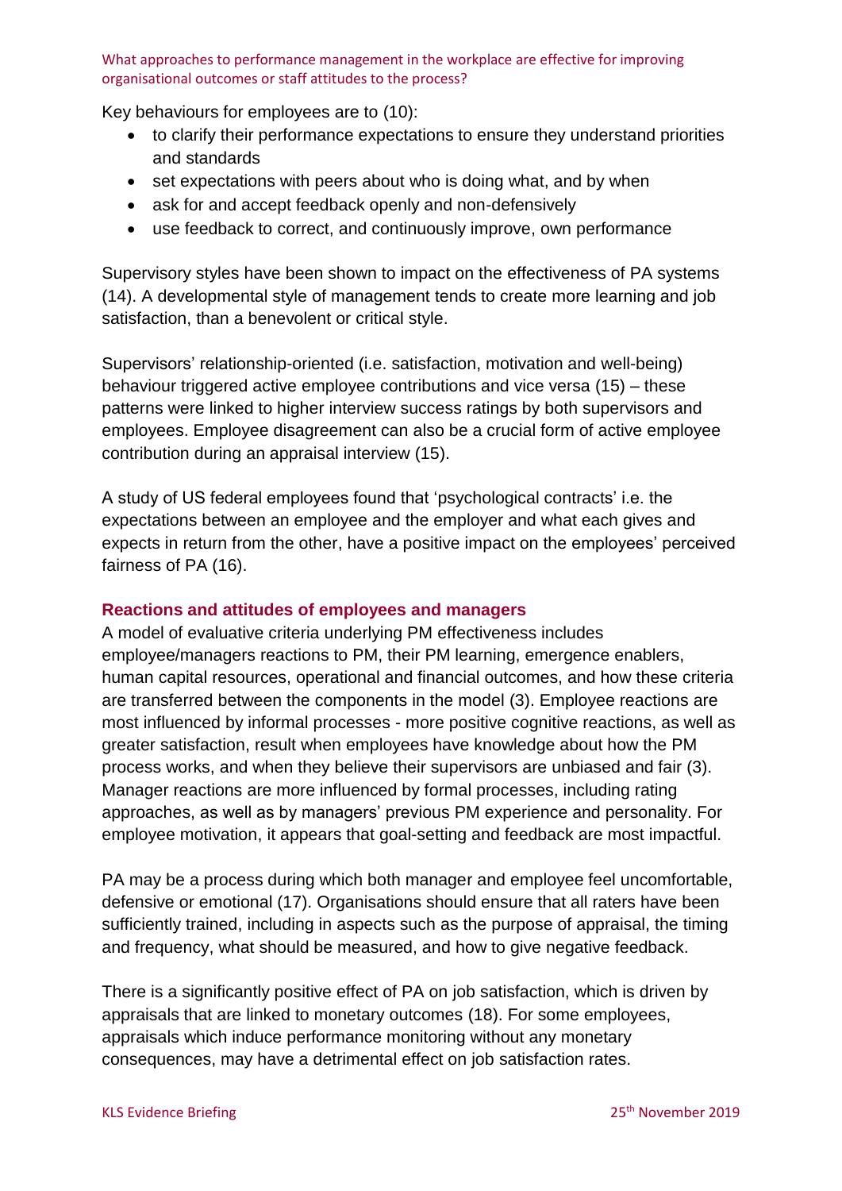Key behaviours for employees are to (10):

- to clarify their performance expectations to ensure they understand priorities and standards
- set expectations with peers about who is doing what, and by when
- ask for and accept feedback openly and non-defensively
- use feedback to correct, and continuously improve, own performance

Supervisory styles have been shown to impact on the effectiveness of PA systems (14). A developmental style of management tends to create more learning and job satisfaction, than a benevolent or critical style.

Supervisors' relationship-oriented (i.e. satisfaction, motivation and well-being) behaviour triggered active employee contributions and vice versa (15) – these patterns were linked to higher interview success ratings by both supervisors and employees. Employee disagreement can also be a crucial form of active employee contribution during an appraisal interview (15).

A study of US federal employees found that 'psychological contracts' i.e. the expectations between an employee and the employer and what each gives and expects in return from the other, have a positive impact on the employees' perceived fairness of PA (16).

## Reactions and attitudes of employees and managers

A model of evaluative criteria underlying PM effectiveness includes employee/managers reactions to PM, their PM learning, emergence enablers, human capital resources, operational and financial outcomes, and how these criteria are transferred between the components in the model (3). Employee reactions are most influenced by informal processes - more positive cognitive reactions, as well as greater satisfaction, result when employees have knowledge about how the PM process works, and when they believe their supervisors are unbiased and fair (3). Manager reactions are more influenced by formal processes, including rating approaches, as well as by managers' previous PM experience and personality. For employee motivation, it appears that goal-setting and feedback are most impactful.

PA may be a process during which both manager and employee feel uncomfortable, defensive or emotional (17). Organisations should ensure that all raters have been sufficiently trained, including in aspects such as the purpose of appraisal, the timing and frequency, what should be measured, and how to give negative feedback.

There is a significantly positive effect of PA on job satisfaction, which is driven by appraisals that are linked to monetary outcomes (18). For some employees, appraisals which induce performance monitoring without any monetary consequences, may have a detrimental effect on job satisfaction rates.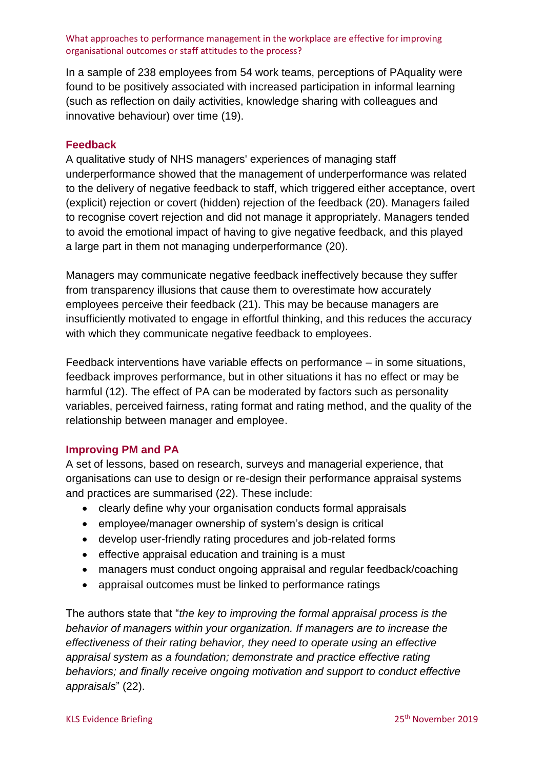In a sample of 238 employees from 54 work teams, perceptions of PAquality were found to be positively associated with increased participation in informal learning (such as reflection on daily activities, knowledge sharing with colleagues and innovative behaviour) over time (19).

## Feedback

A qualitative study of NHS managers' experiences of managing staff underperformance showed that the management of underperformance was related to the delivery of negative feedback to staff, which triggered either acceptance, overt (explicit) rejection or covert (hidden) rejection of the feedback (20). Managers failed to recognise covert rejection and did not manage it appropriately. Managers tended to avoid the emotional impact of having to give negative feedback, and this played a large part in them not managing underperformance (20).

Managers may communicate negative feedback ineffectively because they suffer from transparency illusions that cause them to overestimate how accurately employees perceive their feedback (21). This may be because managers are insufficiently motivated to engage in effortful thinking, and this reduces the accuracy with which they communicate negative feedback to employees.

Feedback interventions have variable effects on performance – in some situations, feedback improves performance, but in other situations it has no effect or may be harmful (12). The effect of PA can be moderated by factors such as personality variables, perceived fairness, rating format and rating method, and the quality of the relationship between manager and employee.

## Improving PM and PA

A set of lessons, based on research, surveys and managerial experience, that organisations can use to design or re-design their performance appraisal systems and practices are summarised (22). These include:

- clearly define why your organisation conducts formal appraisals
- employee/manager ownership of system's design is critical
- develop user-friendly rating procedures and job-related forms
- effective appraisal education and training is a must
- managers must conduct ongoing appraisal and regular feedback/coaching
- appraisal outcomes must be linked to performance ratings

The authors state that "*the key to improving the formal appraisal process is the behavior of managers within your organization. If managers are to increase the effectiveness of their rating behavior, they need to operate using an effective appraisal system as a foundation; demonstrate and practice effective rating behaviors; and finally receive ongoing motivation and support to conduct effective appraisals*" (22).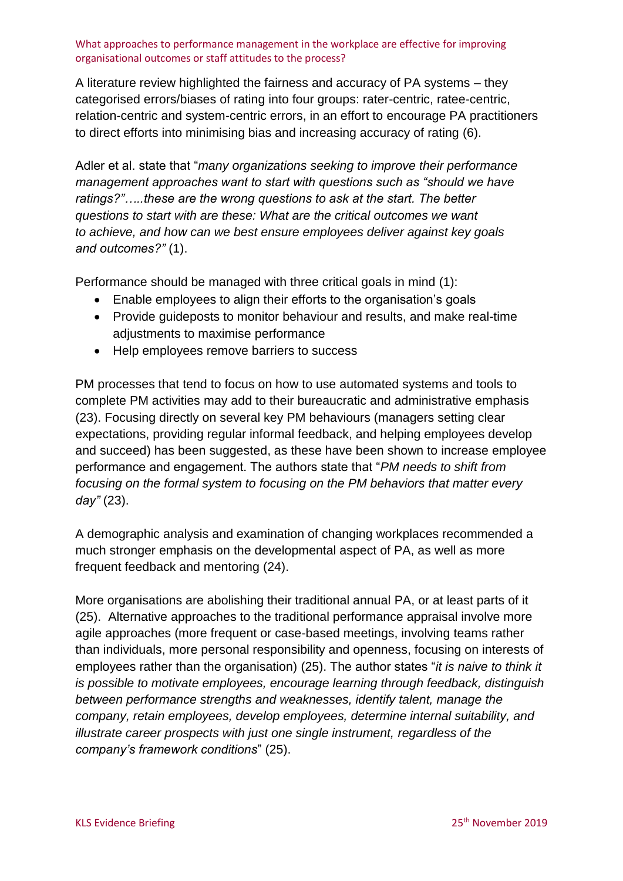A literature review highlighted the fairness and accuracy of PA systems – they categorised errors/biases of rating into four groups: rater-centric, ratee-centric, relation-centric and system-centric errors, in an effort to encourage PA practitioners to direct efforts into minimising bias and increasing accuracy of rating (6).

Adler et al. state that "*many organizations seeking to improve their performance management approaches want to start with questions such as "should we have ratings?"…..these are the wrong questions to ask at the start. The better questions to start with are these: What are the critical outcomes we want to achieve, and how can we best ensure employees deliver against key goals and outcomes?"* (1).

Performance should be managed with three critical goals in mind (1):

- Enable employees to align their efforts to the organisation's goals
- Provide guideposts to monitor behaviour and results, and make real-time adjustments to maximise performance
- Help employees remove barriers to success

PM processes that tend to focus on how to use automated systems and tools to complete PM activities may add to their bureaucratic and administrative emphasis (23). Focusing directly on several key PM behaviours (managers setting clear expectations, providing regular informal feedback, and helping employees develop and succeed) has been suggested, as these have been shown to increase employee performance and engagement. The authors state that "*PM needs to shift from focusing on the formal system to focusing on the PM behaviors that matter every day"* (23).

A demographic analysis and examination of changing workplaces recommended a much stronger emphasis on the developmental aspect of PA, as well as more frequent feedback and mentoring (24).

More organisations are abolishing their traditional annual PA, or at least parts of it (25). Alternative approaches to the traditional performance appraisal involve more agile approaches (more frequent or case-based meetings, involving teams rather than individuals, more personal responsibility and openness, focusing on interests of employees rather than the organisation) (25). The author states "*it is naive to think it is possible to motivate employees, encourage learning through feedback, distinguish between performance strengths and weaknesses, identify talent, manage the company, retain employees, develop employees, determine internal suitability, and illustrate career prospects with just one single instrument, regardless of the company's framework conditions*" (25).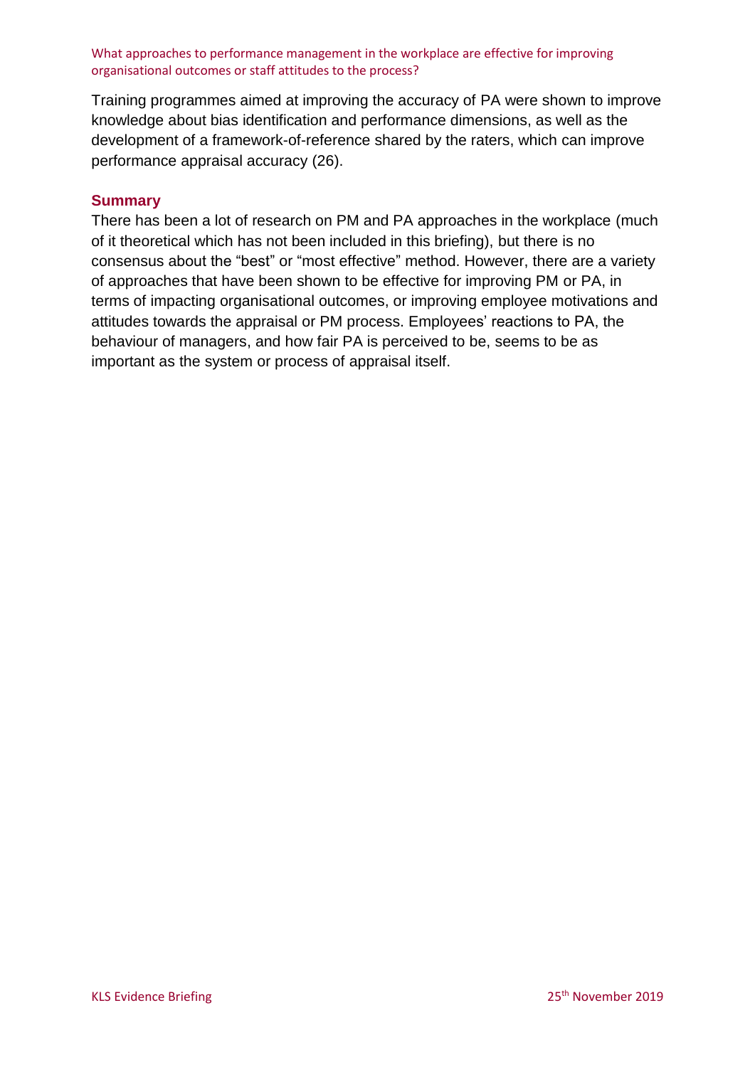Training programmes aimed at improving the accuracy of PA were shown to improve knowledge about bias identification and performance dimensions, as well as the development of a framework-of-reference shared by the raters, which can improve performance appraisal accuracy (26).

## Summary

There has been a lot of research on PM and PA approaches in the workplace (much of it theoretical which has not been included in this briefing), but there is no consensus about the "best" or "most effective" method. However, there are a variety of approaches that have been shown to be effective for improving PM or PA, in terms of impacting organisational outcomes, or improving employee motivations and attitudes towards the appraisal or PM process. Employees' reactions to PA, the behaviour of managers, and how fair PA is perceived to be, seems to be as important as the system or process of appraisal itself.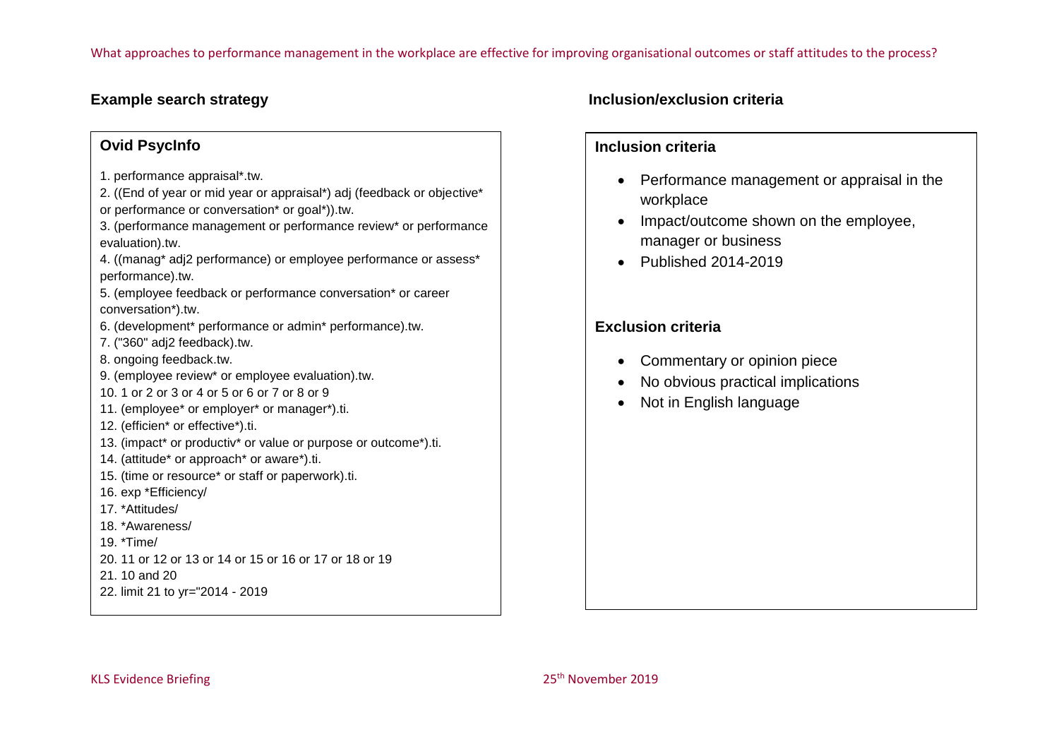What approaches to performance management in the workplace are effective for improving organisational outcomes or staff attitudes to the process?

## Example search strategy

### Ovid PsycInfo

1. performance appraisal*.tw.
2. ((End of year or mid year or appraisal*) adj (feedback or objective* or performance or conversation* or goal*)).tw.
3. (performance management or performance review* or performance evaluation).tw.
4. ((manag* adj2 performance) or employee performance or assess* performance).tw.
5. (employee feedback or performance conversation* or career conversation*).tw.
6. (development* performance or admin* performance).tw.
7. ("360" adj2 feedback).tw.
8. ongoing feedback.tw.
9. (employee review* or employee evaluation).tw.
10. 1 or 2 or 3 or 4 or 5 or 6 or 7 or 8 or 9
11. (employee* or employer* or manager*).ti.
12. (efficien* or effective*).ti.
13. (impact* or productiv* or value or purpose or outcome*).ti.
14. (attitude* or approach* or aware*).ti.
15. (time or resource* or staff or paperwork).ti.
16. exp *Efficiency/
17. *Attitudes/
18. *Awareness/
19. *Time/
20. 11 or 12 or 13 or 14 or 15 or 16 or 17 or 18 or 19
21. 10 and 20
22. limit 21 to yr="2014 - 2019

## Inclusion/exclusion criteria

### Inclusion criteria

- Performance management or appraisal in the workplace
- Impact/outcome shown on the employee, manager or business
- Published 2014-2019

### Exclusion criteria

- Commentary or opinion piece
- No obvious practical implications
- Not in English language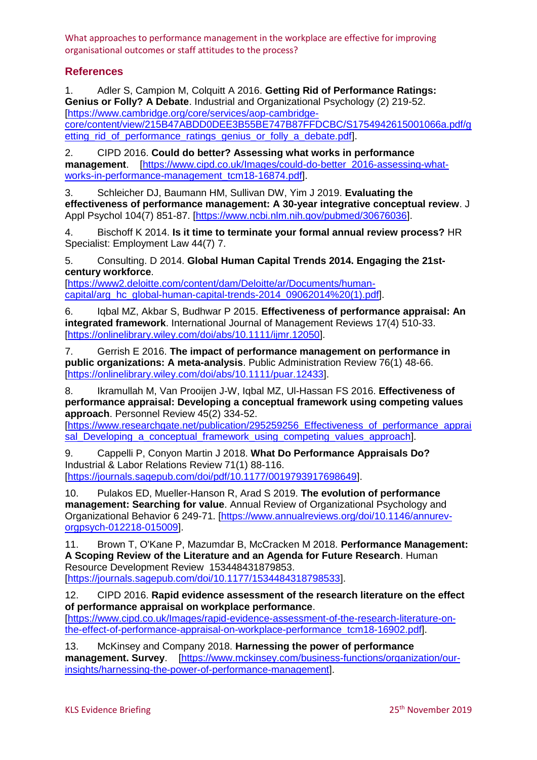## References

1. Adler S, Campion M, Colquitt A 2016. **Getting Rid of Performance Ratings: Genius or Folly? A Debate**. Industrial and Organizational Psychology (2) 219-52. [https://www.cambridge.org/core/services/aop-cambridge-core/content/view/215B47ABDD0DEE3B55BE747B87FFDCBC/S1754942615001066a.pdf/getting_rid_of_performance_ratings_genius_or_folly_a_debate.pdf].

2. CIPD 2016. **Could do better? Assessing what works in performance management**. [https://www.cipd.co.uk/Images/could-do-better_2016-assessing-what-works-in-performance-management_tcm18-16874.pdf].

3. Schleicher DJ, Baumann HM, Sullivan DW, Yim J 2019. **Evaluating the effectiveness of performance management: A 30-year integrative conceptual review**. J Appl Psychol 104(7) 851-87. [https://www.ncbi.nlm.nih.gov/pubmed/30676036].

4. Bischoff K 2014. **Is it time to terminate your formal annual review process?** HR Specialist: Employment Law 44(7) 7.

5. Consulting. D 2014. **Global Human Capital Trends 2014. Engaging the 21st-century workforce**. [https://www2.deloitte.com/content/dam/Deloitte/ar/Documents/human-capital/arg_hc_global-human-capital-trends-2014_09062014%20(1).pdf].

6. Iqbal MZ, Akbar S, Budhwar P 2015. **Effectiveness of performance appraisal: An integrated framework**. International Journal of Management Reviews 17(4) 510-33. [https://onlinelibrary.wiley.com/doi/abs/10.1111/ijmr.12050].

7. Gerrish E 2016. **The impact of performance management on performance in public organizations: A meta-analysis**. Public Administration Review 76(1) 48-66. [https://onlinelibrary.wiley.com/doi/abs/10.1111/puar.12433].

8. Ikramullah M, Van Prooijen J-W, Iqbal MZ, Ul-Hassan FS 2016. **Effectiveness of performance appraisal: Developing a conceptual framework using competing values approach**. Personnel Review 45(2) 334-52. [https://www.researchgate.net/publication/295259256_Effectiveness_of_performance_appraisal_Developing_a_conceptual_framework_using_competing_values_approach].

9. Cappelli P, Conyon Martin J 2018. **What Do Performance Appraisals Do?** Industrial & Labor Relations Review 71(1) 88-116. [https://journals.sagepub.com/doi/pdf/10.1177/0019793917698649].

10. Pulakos ED, Mueller-Hanson R, Arad S 2019. **The evolution of performance management: Searching for value**. Annual Review of Organizational Psychology and Organizational Behavior 6 249-71. [https://www.annualreviews.org/doi/10.1146/annurev-orgpsych-012218-015009].

11. Brown T, O'Kane P, Mazumdar B, McCracken M 2018. **Performance Management: A Scoping Review of the Literature and an Agenda for Future Research**. Human Resource Development Review 153448431879853. [https://journals.sagepub.com/doi/10.1177/1534484318798533].

12. CIPD 2016. **Rapid evidence assessment of the research literature on the effect of performance appraisal on workplace performance**. [https://www.cipd.co.uk/Images/rapid-evidence-assessment-of-the-research-literature-on-the-effect-of-performance-appraisal-on-workplace-performance_tcm18-16902.pdf].

13. McKinsey and Company 2018. **Harnessing the power of performance management. Survey**. [https://www.mckinsey.com/business-functions/organization/our-insights/harnessing-the-power-of-performance-management].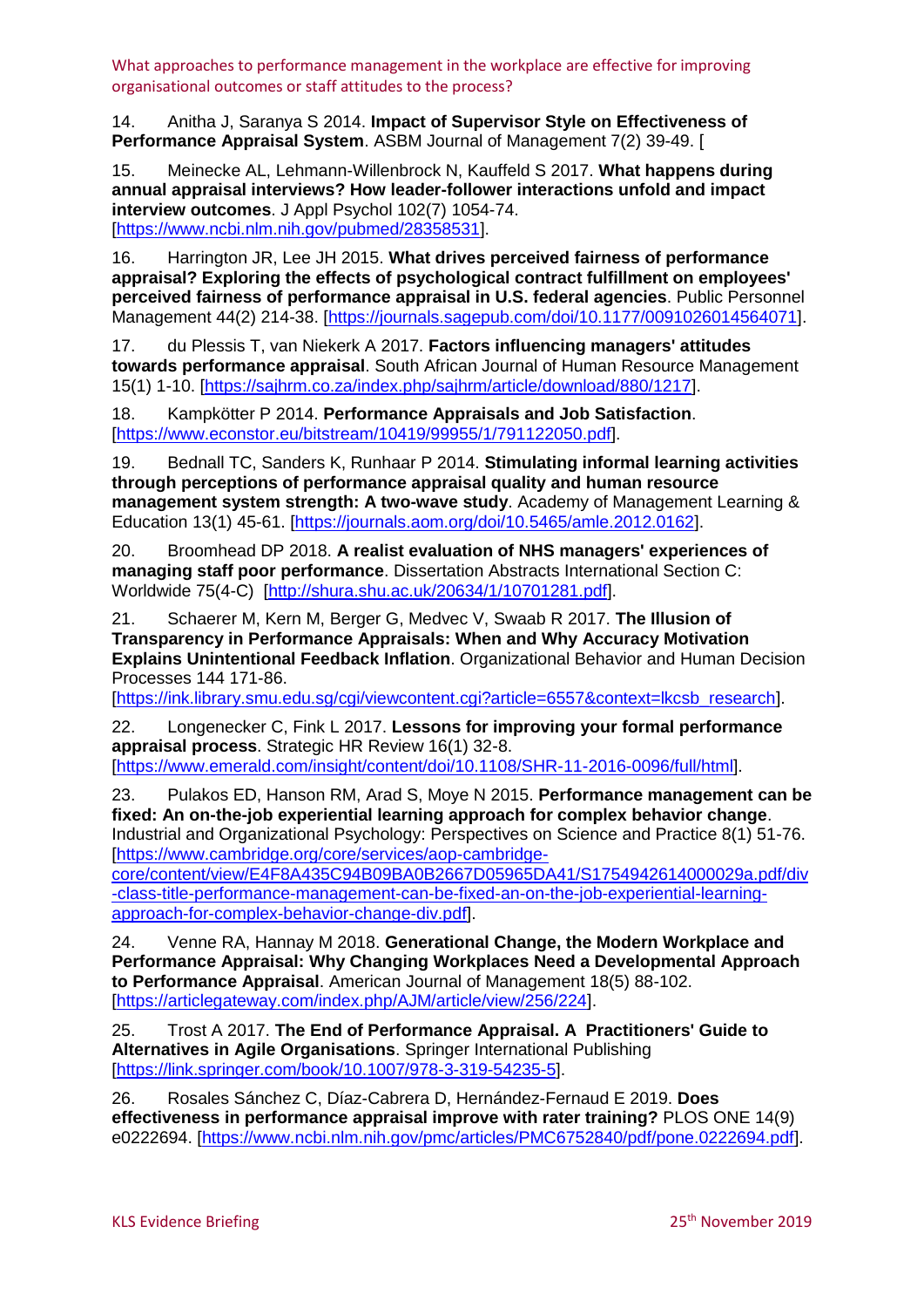14. Anitha J, Saranya S 2014. **Impact of Supervisor Style on Effectiveness of Performance Appraisal System**. ASBM Journal of Management 7(2) 39-49. [

15. Meinecke AL, Lehmann-Willenbrock N, Kauffeld S 2017. **What happens during annual appraisal interviews? How leader-follower interactions unfold and impact interview outcomes**. J Appl Psychol 102(7) 1054-74. [https://www.ncbi.nlm.nih.gov/pubmed/28358531].

16. Harrington JR, Lee JH 2015. **What drives perceived fairness of performance appraisal? Exploring the effects of psychological contract fulfillment on employees' perceived fairness of performance appraisal in U.S. federal agencies**. Public Personnel Management 44(2) 214-38. [https://journals.sagepub.com/doi/10.1177/0091026014564071].

17. du Plessis T, van Niekerk A 2017. **Factors influencing managers' attitudes towards performance appraisal**. South African Journal of Human Resource Management 15(1) 1-10. [https://sajhrm.co.za/index.php/sajhrm/article/download/880/1217].

18. Kampkötter P 2014. **Performance Appraisals and Job Satisfaction**. [https://www.econstor.eu/bitstream/10419/99955/1/791122050.pdf].

19. Bednall TC, Sanders K, Runhaar P 2014. **Stimulating informal learning activities through perceptions of performance appraisal quality and human resource management system strength: A two-wave study**. Academy of Management Learning & Education 13(1) 45-61. [https://journals.aom.org/doi/10.5465/amle.2012.0162].

20. Broomhead DP 2018. **A realist evaluation of NHS managers' experiences of managing staff poor performance**. Dissertation Abstracts International Section C: Worldwide 75(4-C) [http://shura.shu.ac.uk/20634/1/10701281.pdf].

21. Schaerer M, Kern M, Berger G, Medvec V, Swaab R 2017. **The Illusion of Transparency in Performance Appraisals: When and Why Accuracy Motivation Explains Unintentional Feedback Inflation**. Organizational Behavior and Human Decision Processes 144 171-86. [https://ink.library.smu.edu.sg/cgi/viewcontent.cgi?article=6557&context=lkcsb_research].

22. Longenecker C, Fink L 2017. **Lessons for improving your formal performance appraisal process**. Strategic HR Review 16(1) 32-8. [https://www.emerald.com/insight/content/doi/10.1108/SHR-11-2016-0096/full/html].

23. Pulakos ED, Hanson RM, Arad S, Moye N 2015. **Performance management can be fixed: An on-the-job experiential learning approach for complex behavior change**. Industrial and Organizational Psychology: Perspectives on Science and Practice 8(1) 51-76. [https://www.cambridge.org/core/services/aop-cambridge-core/content/view/E4F8A435C94B09BA0B2667D05965DA41/S1754942614000029a.pdf/div-class-title-performance-management-can-be-fixed-an-on-the-job-experiential-learning-approach-for-complex-behavior-change-div.pdf].

24. Venne RA, Hannay M 2018. **Generational Change, the Modern Workplace and Performance Appraisal: Why Changing Workplaces Need a Developmental Approach to Performance Appraisal**. American Journal of Management 18(5) 88-102. [https://articlegateway.com/index.php/AJM/article/view/256/224].

25. Trost A 2017. **The End of Performance Appraisal. A Practitioners' Guide to Alternatives in Agile Organisations**. Springer International Publishing [https://link.springer.com/book/10.1007/978-3-319-54235-5].

26. Rosales Sánchez C, Díaz-Cabrera D, Hernández-Fernaud E 2019. **Does effectiveness in performance appraisal improve with rater training?** PLOS ONE 14(9) e0222694. [https://www.ncbi.nlm.nih.gov/pmc/articles/PMC6752840/pdf/pone.0222694.pdf].